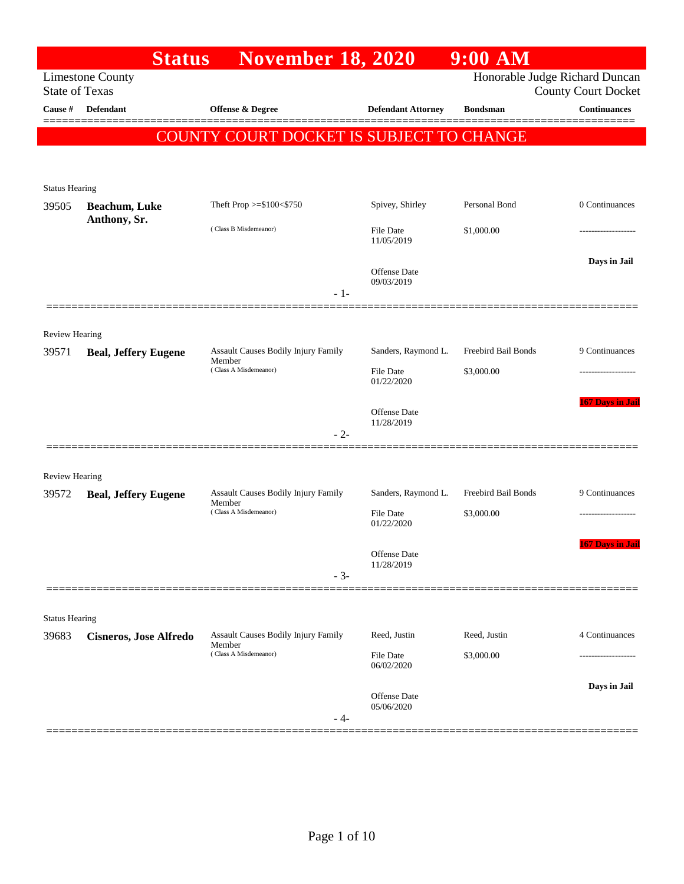# Status November 18, 2020 9:00 AM

Limestone County
State of Texas

Honorable Judge Richard Duncan
County Court Docket

**COUNTY COURT DOCKET IS SUBJECT TO CHANGE**

| Cause # | Defendant | Offense & Degree | Defendant Attorney | Bondsman | Continuances |
|---|---|---|---|---|---|
| *Status Hearing* | | | | | |
| 39505 | **Beachum, Luke Anthony, Sr.** | Theft Prop >=$100<$750 (Class B Misdemeanor) | Spivey, Shirley<br>File Date 11/05/2019<br>Offense Date 09/03/2019 | Personal Bond<br>$1,000.00 | 0 Continuances<br>-------------------<br>**Days in Jail** |
| *Review Hearing* | | | | | |
| 39571 | **Beal, Jeffery Eugene** | Assault Causes Bodily Injury Family Member (Class A Misdemeanor) | Sanders, Raymond L.<br>File Date 01/22/2020<br>Offense Date 11/28/2019 | Freebird Bail Bonds<br>$3,000.00 | 9 Continuances<br>-------------------<br>**167 Days in Jail** |
| *Review Hearing* | | | | | |
| 39572 | **Beal, Jeffery Eugene** | Assault Causes Bodily Injury Family Member (Class A Misdemeanor) | Sanders, Raymond L.<br>File Date 01/22/2020<br>Offense Date 11/28/2019 | Freebird Bail Bonds<br>$3,000.00 | 9 Continuances<br>-------------------<br>**167 Days in Jail** |
| *Status Hearing* | | | | | |
| 39683 | **Cisneros, Jose Alfredo** | Assault Causes Bodily Injury Family Member (Class A Misdemeanor) | Reed, Justin<br>File Date 06/02/2020<br>Offense Date 05/06/2020 | Reed, Justin<br>$3,000.00 | 4 Continuances<br>-------------------<br>**Days in Jail** |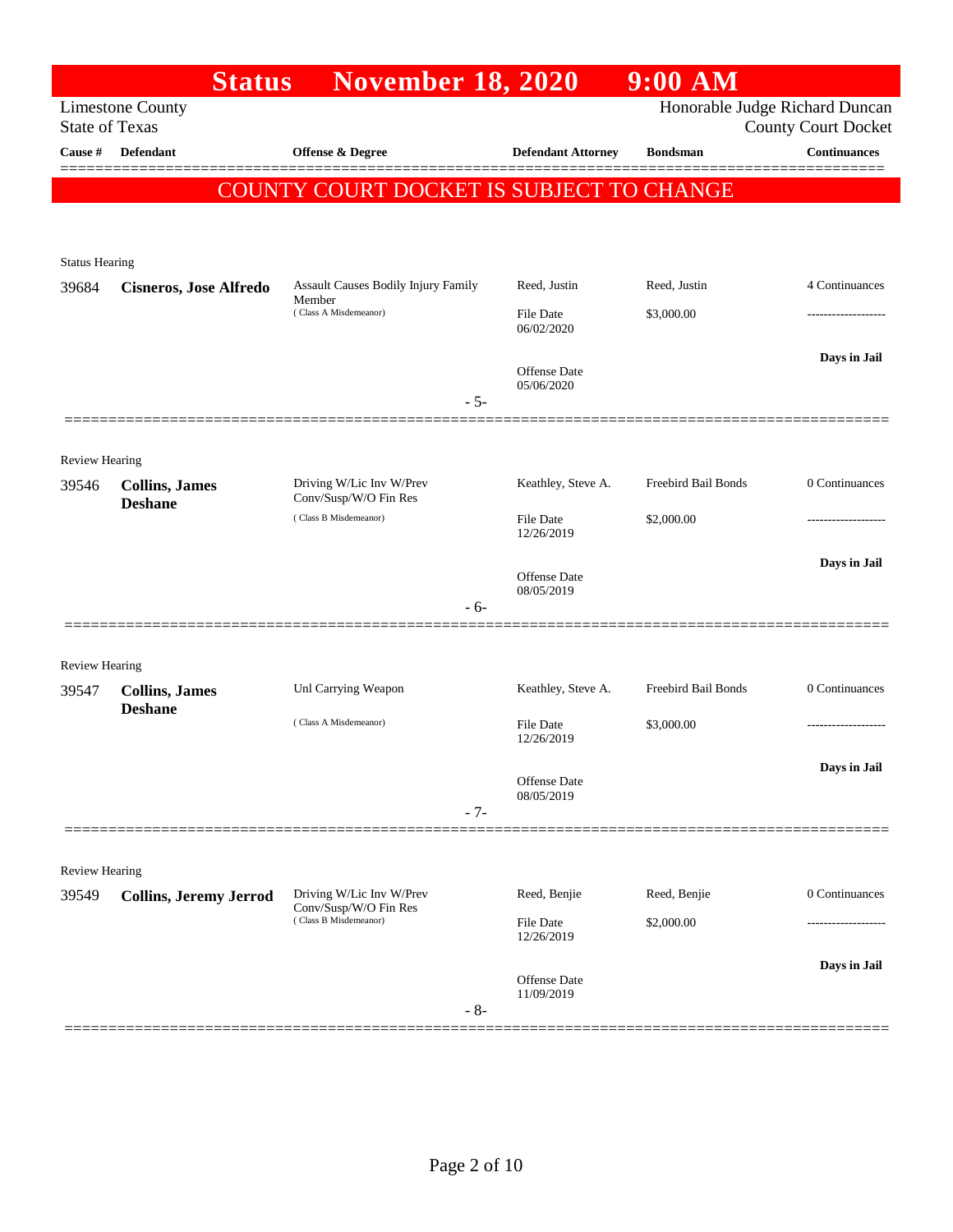# Status November 18, 2020 9:00 AM

Limestone County
State of Texas

Honorable Judge Richard Duncan
County Court Docket

**COUNTY COURT DOCKET IS SUBJECT TO CHANGE**

| Cause # | Defendant | Offense & Degree | Defendant Attorney | Bondsman | Continuances |
|---|---|---|---|---|---|
| *Status Hearing* | | | | | |
| 39684 | **Cisneros, Jose Alfredo** | Assault Causes Bodily Injury Family Member (Class A Misdemeanor) | Reed, Justin<br>File Date 06/02/2020<br>Offense Date 05/06/2020 | Reed, Justin<br>$3,000.00 | 4 Continuances<br>-------------------<br>**Days in Jail** |
| | | - 5- | | | |
| *Review Hearing* | | | | | |
| 39546 | **Collins, James Deshane** | Driving W/Lic Inv W/Prev Conv/Susp/W/O Fin Res (Class B Misdemeanor) | Keathley, Steve A.<br>File Date 12/26/2019<br>Offense Date 08/05/2019 | Freebird Bail Bonds<br>$2,000.00 | 0 Continuances<br>-------------------<br>**Days in Jail** |
| | | - 6- | | | |
| *Review Hearing* | | | | | |
| 39547 | **Collins, James Deshane** | Unl Carrying Weapon (Class A Misdemeanor) | Keathley, Steve A.<br>File Date 12/26/2019<br>Offense Date 08/05/2019 | Freebird Bail Bonds<br>$3,000.00 | 0 Continuances<br>-------------------<br>**Days in Jail** |
| | | - 7- | | | |
| *Review Hearing* | | | | | |
| 39549 | **Collins, Jeremy Jerrod** | Driving W/Lic Inv W/Prev Conv/Susp/W/O Fin Res (Class B Misdemeanor) | Reed, Benjie<br>File Date 12/26/2019<br>Offense Date 11/09/2019 | Reed, Benjie<br>$2,000.00 | 0 Continuances<br>-------------------<br>**Days in Jail** |
| | | - 8- | | | |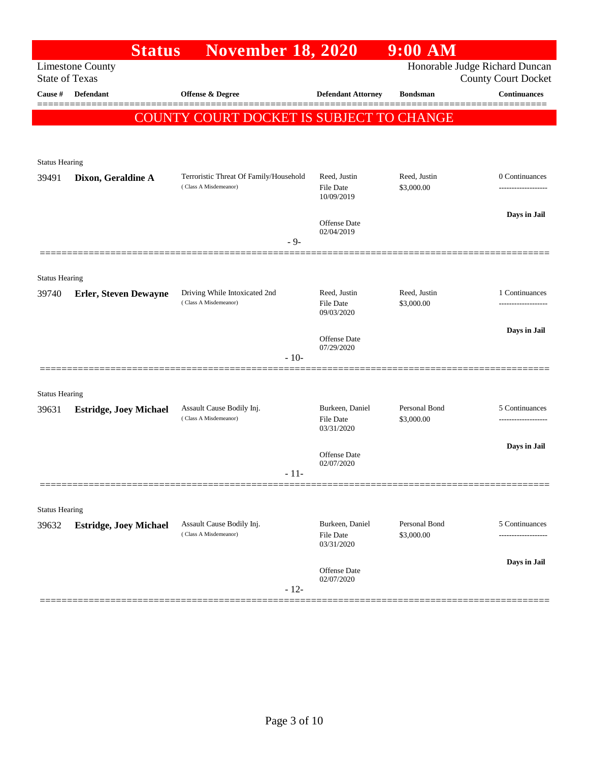# Status November 18, 2020 9:00 AM

Limestone County
State of Texas

Honorable Judge Richard Duncan
County Court Docket

**COUNTY COURT DOCKET IS SUBJECT TO CHANGE**

| Cause # | Defendant | Offense & Degree | Defendant Attorney | Bondsman | Continuances |
|---|---|---|---|---|---|
| Status Hearing | | | | | |
| 39491 | **Dixon, Geraldine A** | Terroristic Threat Of Family/Household (Class A Misdemeanor) | Reed, Justin<br>File Date 10/09/2019<br>Offense Date 02/04/2019 | Reed, Justin<br>$3,000.00 | 0 Continuances<br>**Days in Jail** |
| - 9- | | | | | |
| Status Hearing | | | | | |
| 39740 | **Erler, Steven Dewayne** | Driving While Intoxicated 2nd (Class A Misdemeanor) | Reed, Justin<br>File Date 09/03/2020<br>Offense Date 07/29/2020 | Reed, Justin<br>$3,000.00 | 1 Continuances<br>**Days in Jail** |
| - 10- | | | | | |
| Status Hearing | | | | | |
| 39631 | **Estridge, Joey Michael** | Assault Cause Bodily Inj. (Class A Misdemeanor) | Burkeen, Daniel<br>File Date 03/31/2020<br>Offense Date 02/07/2020 | Personal Bond<br>$3,000.00 | 5 Continuances<br>**Days in Jail** |
| - 11- | | | | | |
| Status Hearing | | | | | |
| 39632 | **Estridge, Joey Michael** | Assault Cause Bodily Inj. (Class A Misdemeanor) | Burkeen, Daniel<br>File Date 03/31/2020<br>Offense Date 02/07/2020 | Personal Bond<br>$3,000.00 | 5 Continuances<br>**Days in Jail** |
| - 12- | | | | | |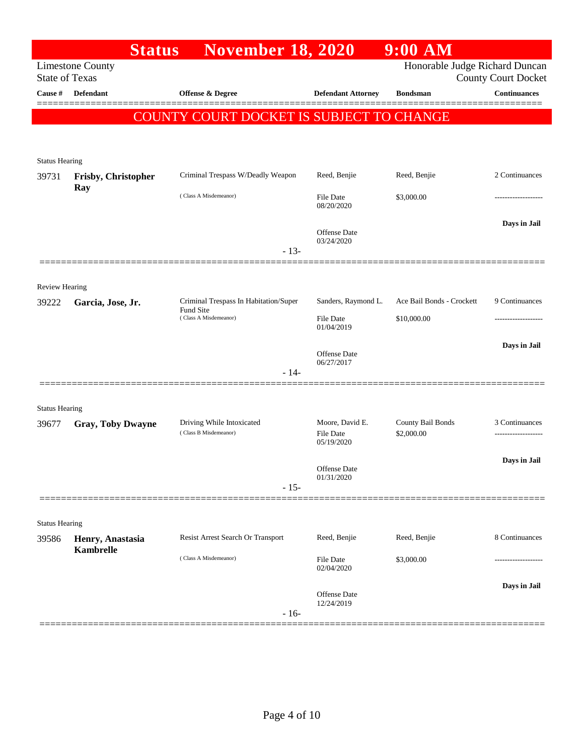# Status November 18, 2020 9:00 AM

Limestone County
State of Texas

Honorable Judge Richard Duncan
County Court Docket

**COUNTY COURT DOCKET IS SUBJECT TO CHANGE**

| Cause # | Defendant | Offense & Degree | Defendant Attorney | Bondsman | Continuances |
|---|---|---|---|---|---|
| **Status Hearing** | | | | | |
| 39731 | **Frisby, Christopher Ray** | Criminal Trespass W/Deadly Weapon (Class A Misdemeanor) | Reed, Benjie<br>File Date 08/20/2020<br>Offense Date 03/24/2020 | Reed, Benjie<br>$3,000.00 | 2 Continuances<br>-------------------<br>**Days in Jail** |
| | | - 13- | | | |
| **Review Hearing** | | | | | |
| 39222 | **Garcia, Jose, Jr.** | Criminal Trespass In Habitation/Super Fund Site (Class A Misdemeanor) | Sanders, Raymond L.<br>File Date 01/04/2019<br>Offense Date 06/27/2017 | Ace Bail Bonds - Crockett<br>$10,000.00 | 9 Continuances<br>-------------------<br>**Days in Jail** |
| | | - 14- | | | |
| **Status Hearing** | | | | | |
| 39677 | **Gray, Toby Dwayne** | Driving While Intoxicated (Class B Misdemeanor) | Moore, David E.<br>File Date 05/19/2020<br>Offense Date 01/31/2020 | County Bail Bonds<br>$2,000.00 | 3 Continuances<br>-------------------<br>**Days in Jail** |
| | | - 15- | | | |
| **Status Hearing** | | | | | |
| 39586 | **Henry, Anastasia Kambrelle** | Resist Arrest Search Or Transport (Class A Misdemeanor) | Reed, Benjie<br>File Date 02/04/2020<br>Offense Date 12/24/2019 | Reed, Benjie<br>$3,000.00 | 8 Continuances<br>-------------------<br>**Days in Jail** |
| | | - 16- | | | |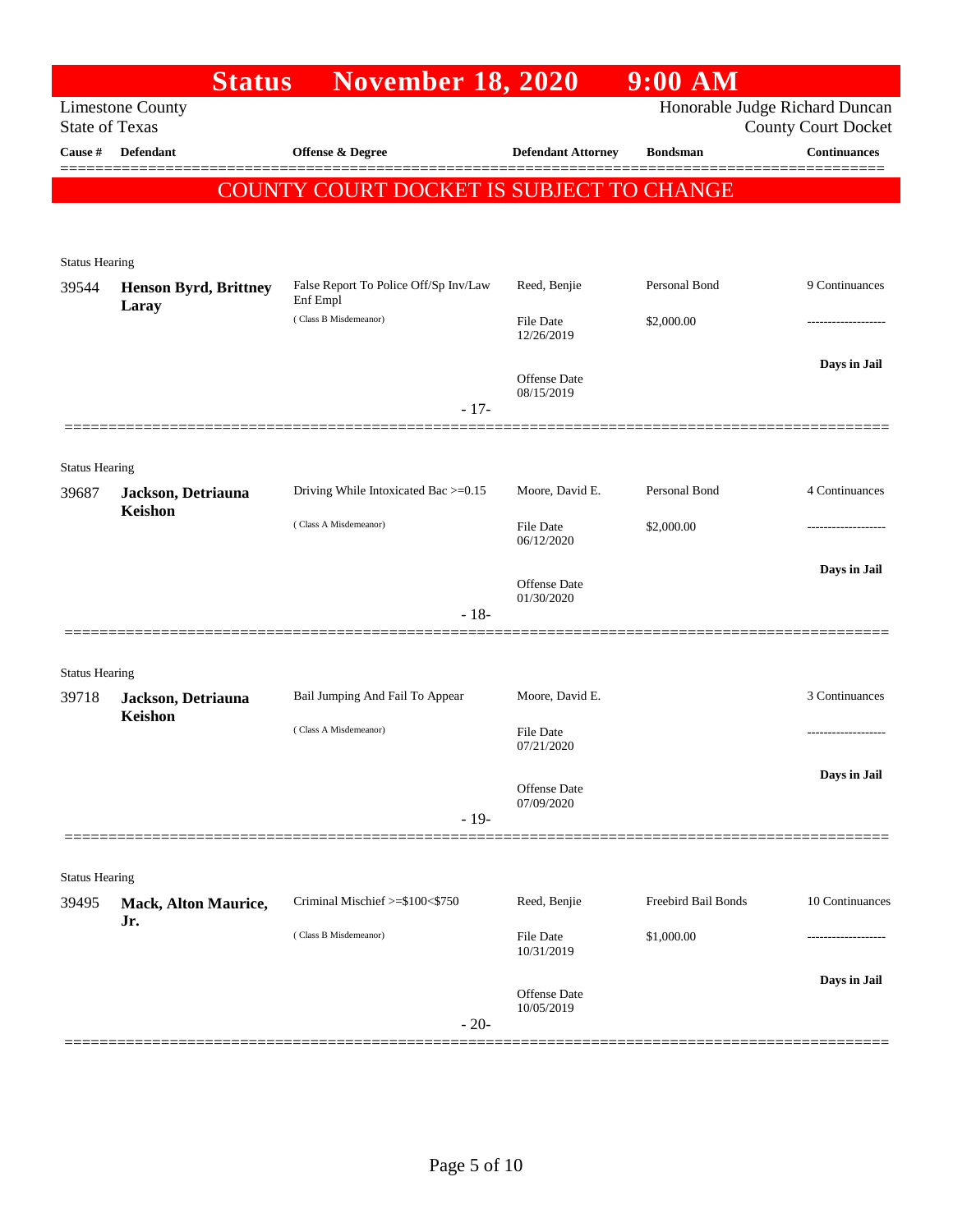# Status November 18, 2020 9:00 AM

Limestone County
State of Texas

Honorable Judge Richard Duncan
County Court Docket

| Cause # | Defendant | Offense & Degree | Defendant Attorney | Bondsman | Continuances |
|---|---|---|---|---|---|

**COUNTY COURT DOCKET IS SUBJECT TO CHANGE**

Status Hearing

| Cause # | Defendant | Offense & Degree | Defendant Attorney | Bondsman | Continuances |
|---|---|---|---|---|---|
| 39544 | **Henson Byrd, Brittney Laray** | False Report To Police Off/Sp Inv/Law Enf Empl (Class B Misdemeanor) | Reed, Benjie | Personal Bond | 9 Continuances |
| | | | File Date 12/26/2019 | $2,000.00 | ------------------- |
| | | | Offense Date 08/15/2019 | | **Days in Jail** |

- 17-

Status Hearing

| Cause # | Defendant | Offense & Degree | Defendant Attorney | Bondsman | Continuances |
|---|---|---|---|---|---|
| 39687 | **Jackson, Detriauna Keishon** | Driving While Intoxicated Bac >=0.15 (Class A Misdemeanor) | Moore, David E. | Personal Bond | 4 Continuances |
| | | | File Date 06/12/2020 | $2,000.00 | ------------------- |
| | | | Offense Date 01/30/2020 | | **Days in Jail** |

- 18-

Status Hearing

| Cause # | Defendant | Offense & Degree | Defendant Attorney | Bondsman | Continuances |
|---|---|---|---|---|---|
| 39718 | **Jackson, Detriauna Keishon** | Bail Jumping And Fail To Appear (Class A Misdemeanor) | Moore, David E. | | 3 Continuances |
| | | | File Date 07/21/2020 | | ------------------- |
| | | | Offense Date 07/09/2020 | | **Days in Jail** |

- 19-

Status Hearing

| Cause # | Defendant | Offense & Degree | Defendant Attorney | Bondsman | Continuances |
|---|---|---|---|---|---|
| 39495 | **Mack, Alton Maurice, Jr.** | Criminal Mischief >=$100<$750 (Class B Misdemeanor) | Reed, Benjie | Freebird Bail Bonds | 10 Continuances |
| | | | File Date 10/31/2019 | $1,000.00 | ------------------- |
| | | | Offense Date 10/05/2019 | | **Days in Jail** |

- 20-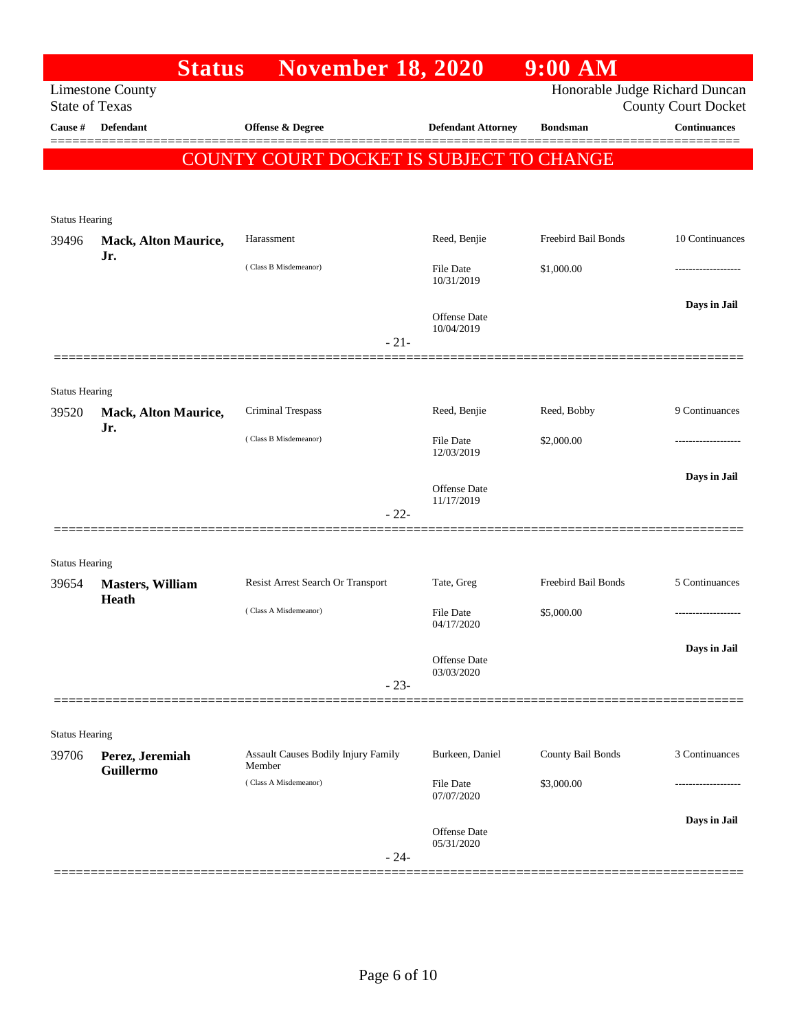# Status November 18, 2020 9:00 AM

Limestone County
State of Texas

Honorable Judge Richard Duncan
County Court Docket

**COUNTY COURT DOCKET IS SUBJECT TO CHANGE**

| Cause # | Defendant | Offense & Degree | Defendant Attorney | Bondsman | Continuances |
|---|---|---|---|---|---|
| **Status Hearing** | | | | | |
| 39496 | **Mack, Alton Maurice, Jr.** | Harassment (Class B Misdemeanor) | Reed, Benjie<br>File Date 10/31/2019<br>Offense Date 10/04/2019 | Freebird Bail Bonds<br>$1,000.00 | 10 Continuances<br>-------------------<br>**Days in Jail** |
| | | - 21- | | | |
| **Status Hearing** | | | | | |
| 39520 | **Mack, Alton Maurice, Jr.** | Criminal Trespass (Class B Misdemeanor) | Reed, Benjie<br>File Date 12/03/2019<br>Offense Date 11/17/2019 | Reed, Bobby<br>$2,000.00 | 9 Continuances<br>-------------------<br>**Days in Jail** |
| | | - 22- | | | |
| **Status Hearing** | | | | | |
| 39654 | **Masters, William Heath** | Resist Arrest Search Or Transport (Class A Misdemeanor) | Tate, Greg<br>File Date 04/17/2020<br>Offense Date 03/03/2020 | Freebird Bail Bonds<br>$5,000.00 | 5 Continuances<br>-------------------<br>**Days in Jail** |
| | | - 23- | | | |
| **Status Hearing** | | | | | |
| 39706 | **Perez, Jeremiah Guillermo** | Assault Causes Bodily Injury Family Member (Class A Misdemeanor) | Burkeen, Daniel<br>File Date 07/07/2020<br>Offense Date 05/31/2020 | County Bail Bonds<br>$3,000.00 | 3 Continuances<br>-------------------<br>**Days in Jail** |
| | | - 24- | | | |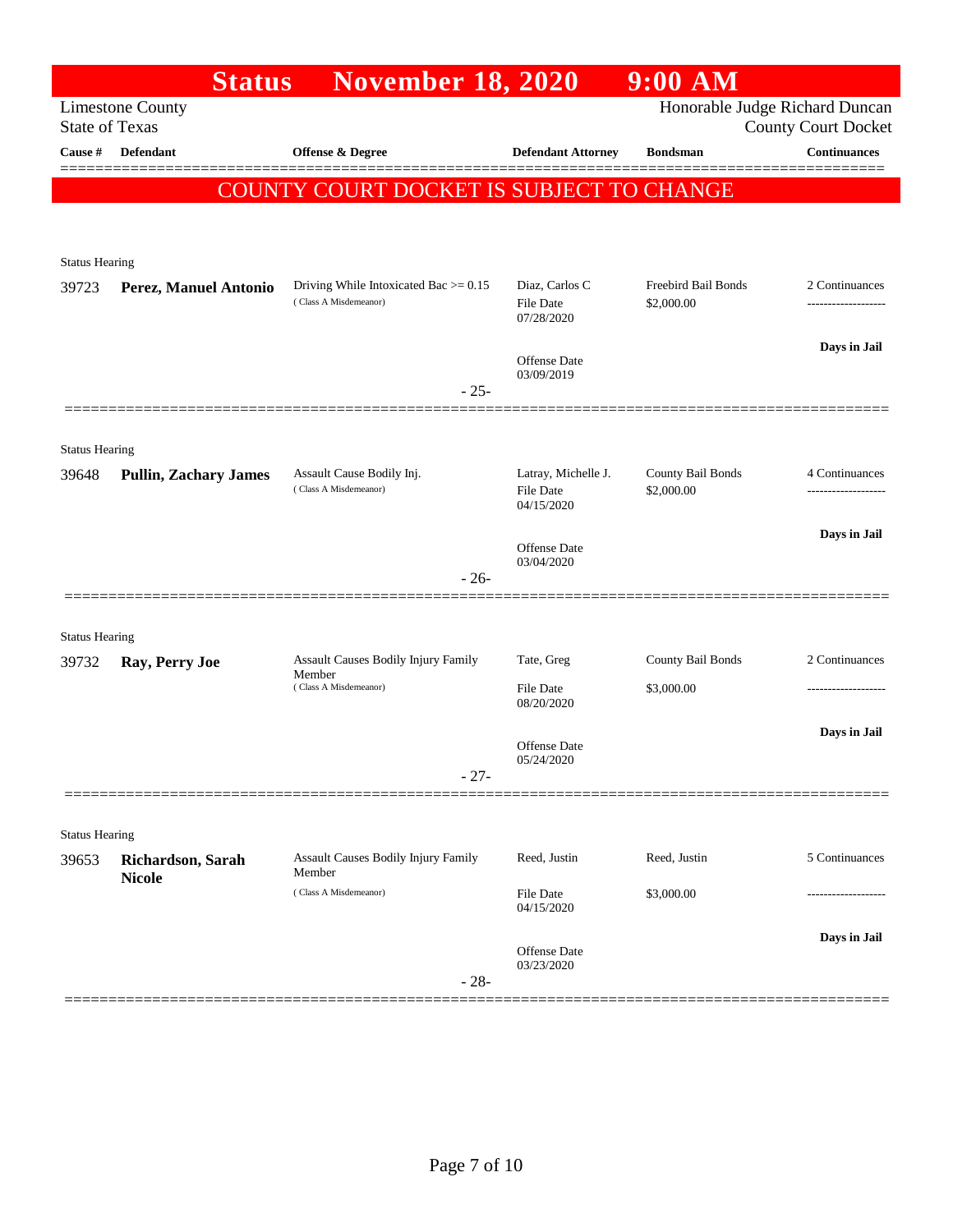# Status November 18, 2020 9:00 AM

Limestone County
State of Texas

Honorable Judge Richard Duncan
County Court Docket

| Cause # | Defendant | Offense & Degree | Defendant Attorney | Bondsman | Continuances |
|---|---|---|---|---|---|

**COUNTY COURT DOCKET IS SUBJECT TO CHANGE**

Status Hearing

| Cause # | Defendant | Offense & Degree | Defendant Attorney | Bondsman | Continuances |
|---|---|---|---|---|---|
| 39723 | **Perez, Manuel Antonio** | Driving While Intoxicated Bac >= 0.15 (Class A Misdemeanor) | Diaz, Carlos C<br>File Date 07/28/2020<br>Offense Date 03/09/2019 | Freebird Bail Bonds<br>$2,000.00 | 2 Continuances<br>-------------------<br>**Days in Jail** |

- 25-

Status Hearing

| Cause # | Defendant | Offense & Degree | Defendant Attorney | Bondsman | Continuances |
|---|---|---|---|---|---|
| 39648 | **Pullin, Zachary James** | Assault Cause Bodily Inj. (Class A Misdemeanor) | Latray, Michelle J.<br>File Date 04/15/2020<br>Offense Date 03/04/2020 | County Bail Bonds<br>$2,000.00 | 4 Continuances<br>-------------------<br>**Days in Jail** |

- 26-

Status Hearing

| Cause # | Defendant | Offense & Degree | Defendant Attorney | Bondsman | Continuances |
|---|---|---|---|---|---|
| 39732 | **Ray, Perry Joe** | Assault Causes Bodily Injury Family Member (Class A Misdemeanor) | Tate, Greg<br>File Date 08/20/2020<br>Offense Date 05/24/2020 | County Bail Bonds<br>$3,000.00 | 2 Continuances<br>-------------------<br>**Days in Jail** |

- 27-

Status Hearing

| Cause # | Defendant | Offense & Degree | Defendant Attorney | Bondsman | Continuances |
|---|---|---|---|---|---|
| 39653 | **Richardson, Sarah Nicole** | Assault Causes Bodily Injury Family Member (Class A Misdemeanor) | Reed, Justin<br>File Date 04/15/2020<br>Offense Date 03/23/2020 | Reed, Justin<br>$3,000.00 | 5 Continuances<br>-------------------<br>**Days in Jail** |

- 28-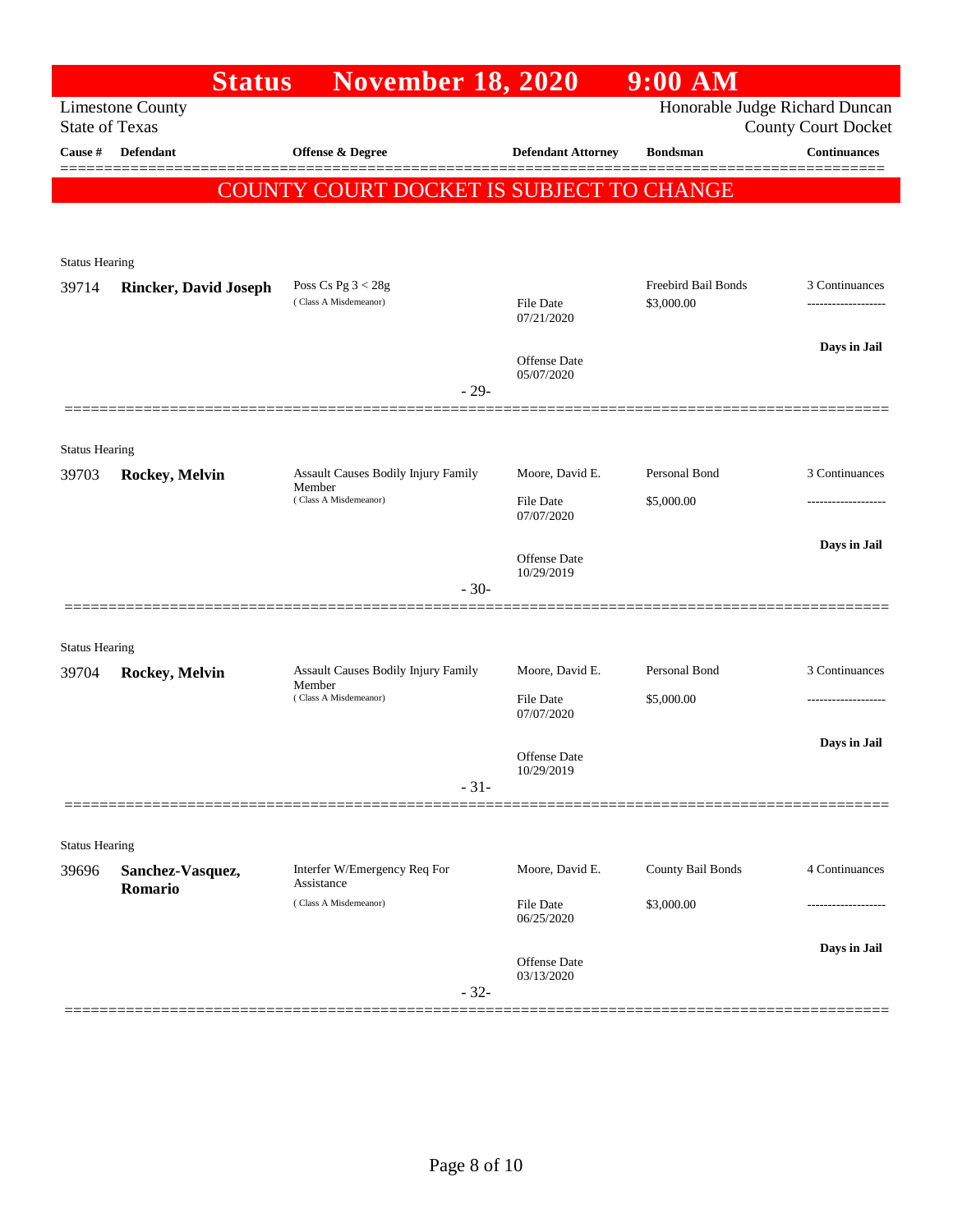# Status November 18, 2020 9:00 AM

Limestone County
State of Texas

Honorable Judge Richard Duncan
County Court Docket

| Cause # | Defendant | Offense & Degree | Defendant Attorney | Bondsman | Continuances |
|---|---|---|---|---|---|

**COUNTY COURT DOCKET IS SUBJECT TO CHANGE**

---

Status Hearing

| Cause # | Defendant | Offense & Degree | Defendant Attorney | Bondsman | Continuances |
|---|---|---|---|---|---|
| 39714 | **Rincker, David Joseph** | Poss Cs Pg 3 < 28g (Class A Misdemeanor) | File Date 07/21/2020 | Freebird Bail Bonds $3,000.00 | 3 Continuances |
| | | | Offense Date 05/07/2020 | | Days in Jail |

- 29-

---

Status Hearing

| Cause # | Defendant | Offense & Degree | Defendant Attorney | Bondsman | Continuances |
|---|---|---|---|---|---|
| 39703 | **Rockey, Melvin** | Assault Causes Bodily Injury Family Member (Class A Misdemeanor) | Moore, David E. File Date 07/07/2020 | Personal Bond $5,000.00 | 3 Continuances |
| | | | Offense Date 10/29/2019 | | Days in Jail |

- 30-

---

Status Hearing

| Cause # | Defendant | Offense & Degree | Defendant Attorney | Bondsman | Continuances |
|---|---|---|---|---|---|
| 39704 | **Rockey, Melvin** | Assault Causes Bodily Injury Family Member (Class A Misdemeanor) | Moore, David E. File Date 07/07/2020 | Personal Bond $5,000.00 | 3 Continuances |
| | | | Offense Date 10/29/2019 | | Days in Jail |

- 31-

---

Status Hearing

| Cause # | Defendant | Offense & Degree | Defendant Attorney | Bondsman | Continuances |
|---|---|---|---|---|---|
| 39696 | **Sanchez-Vasquez, Romario** | Interfer W/Emergency Req For Assistance (Class A Misdemeanor) | Moore, David E. File Date 06/25/2020 | County Bail Bonds $3,000.00 | 4 Continuances |
| | | | Offense Date 03/13/2020 | | Days in Jail |

- 32-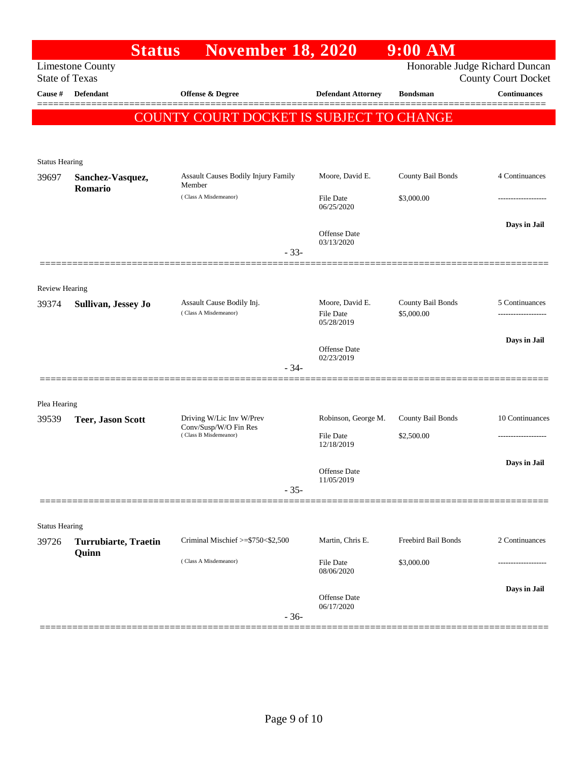# Status November 18, 2020 9:00 AM

Limestone County
State of Texas

Honorable Judge Richard Duncan
County Court Docket

**COUNTY COURT DOCKET IS SUBJECT TO CHANGE**

| Cause # | Defendant | Offense & Degree | Defendant Attorney | Bondsman | Continuances |
|---|---|---|---|---|---|
| Status Hearing | | | | | |
| 39697 | **Sanchez-Vasquez, Romario** | Assault Causes Bodily Injury Family Member (Class A Misdemeanor) | Moore, David E. File Date 06/25/2020 Offense Date 03/13/2020 | County Bail Bonds $3,000.00 | 4 Continuances ------------------- **Days in Jail** |
| | | - 33- | | | |
| Review Hearing | | | | | |
| 39374 | **Sullivan, Jessey Jo** | Assault Cause Bodily Inj. (Class A Misdemeanor) | Moore, David E. File Date 05/28/2019 Offense Date 02/23/2019 | County Bail Bonds $5,000.00 | 5 Continuances ------------------- **Days in Jail** |
| | | - 34- | | | |
| Plea Hearing | | | | | |
| 39539 | **Teer, Jason Scott** | Driving W/Lic Inv W/Prev Conv/Susp/W/O Fin Res (Class B Misdemeanor) | Robinson, George M. File Date 12/18/2019 Offense Date 11/05/2019 | County Bail Bonds $2,500.00 | 10 Continuances ------------------- **Days in Jail** |
| | | - 35- | | | |
| Status Hearing | | | | | |
| 39726 | **Turrubiarte, Traetin Quinn** | Criminal Mischief >=$750<$2,500 (Class A Misdemeanor) | Martin, Chris E. File Date 08/06/2020 Offense Date 06/17/2020 | Freebird Bail Bonds $3,000.00 | 2 Continuances ------------------- **Days in Jail** |
| | | - 36- | | | |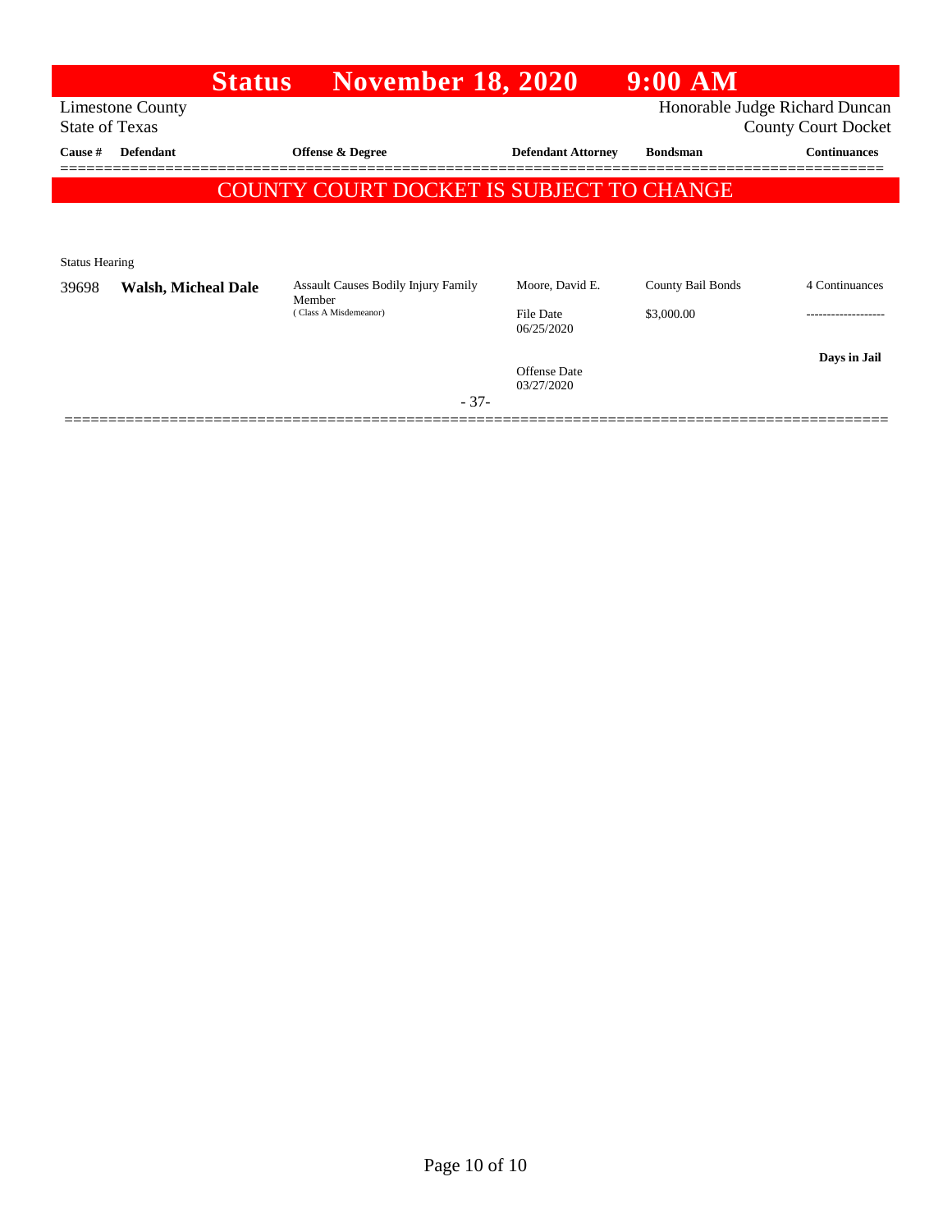# Status November 18, 2020 9:00 AM

Limestone County
State of Texas

Honorable Judge Richard Duncan
County Court Docket

| Cause # | Defendant | Offense & Degree | Defendant Attorney | Bondsman | Continuances |
|---|---|---|---|---|---|

## COUNTY COURT DOCKET IS SUBJECT TO CHANGE

Status Hearing

| Cause # | Defendant | Offense & Degree | Defendant Attorney | Bondsman | Continuances |
|---|---|---|---|---|---|
| 39698 | **Walsh, Micheal Dale** | Assault Causes Bodily Injury Family Member ( Class A Misdemeanor) | Moore, David E. | County Bail Bonds | 4 Continuances |
| | | | File Date 06/25/2020 | $3,000.00 | ------------------- |
| | | | Offense Date 03/27/2020 | | **Days in Jail** |

- 37-